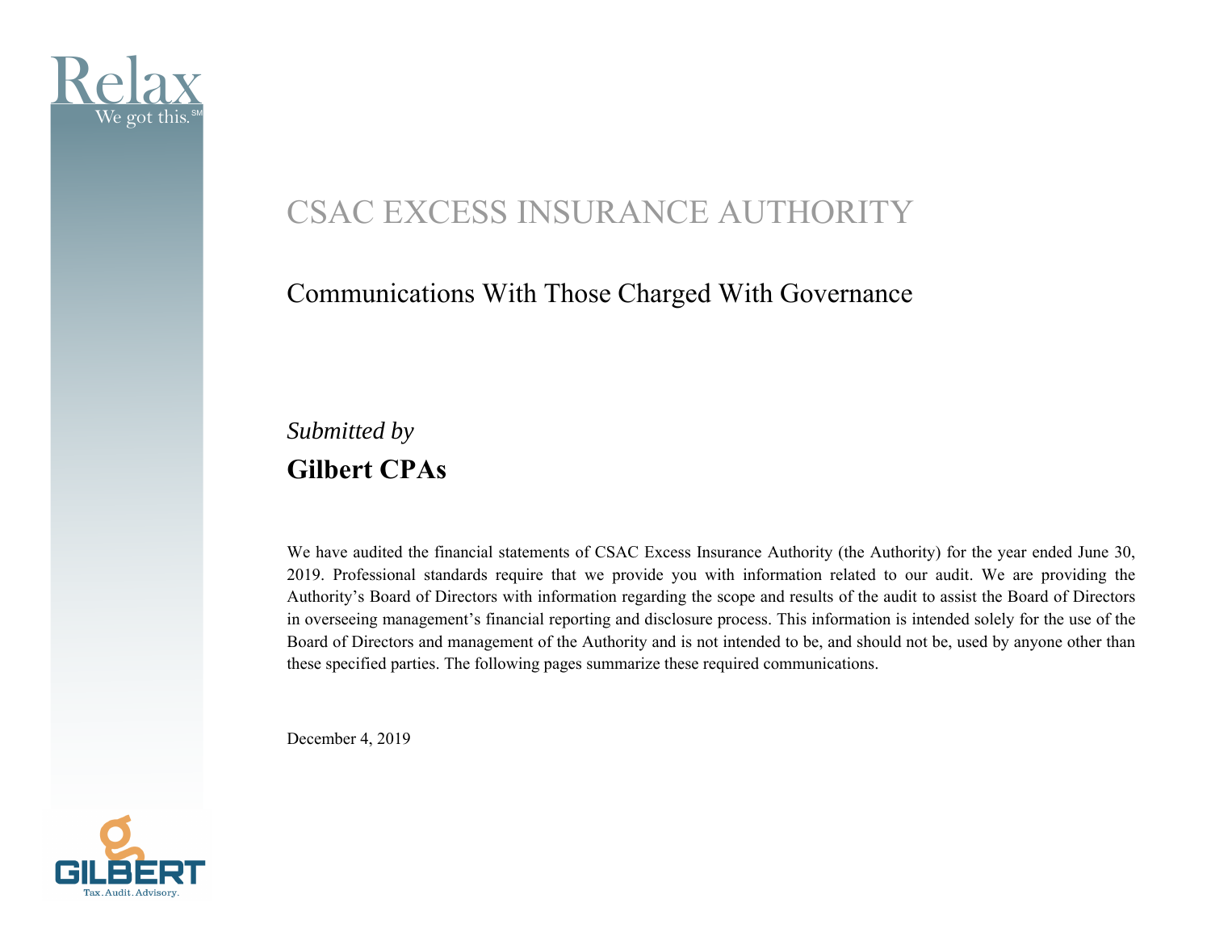Relax

We got this.[SM]

# CSAC EXCESS INSURANCE AUTHORITY

## Communications With Those Charged With Governance

*Submitted by*

**Gilbert CPAs**

We have audited the financial statements of CSAC Excess Insurance Authority (the Authority) for the year ended June 30, 2019. Professional standards require that we provide you with information related to our audit. We are providing the Authority's Board of Directors with information regarding the scope and results of the audit to assist the Board of Directors in overseeing management's financial reporting and disclosure process. This information is intended solely for the use of the Board of Directors and management of the Authority and is not intended to be, and should not be, used by anyone other than these specified parties. The following pages summarize these required communications.

December 4, 2019

GILBERT

Tax. Audit. Advisory.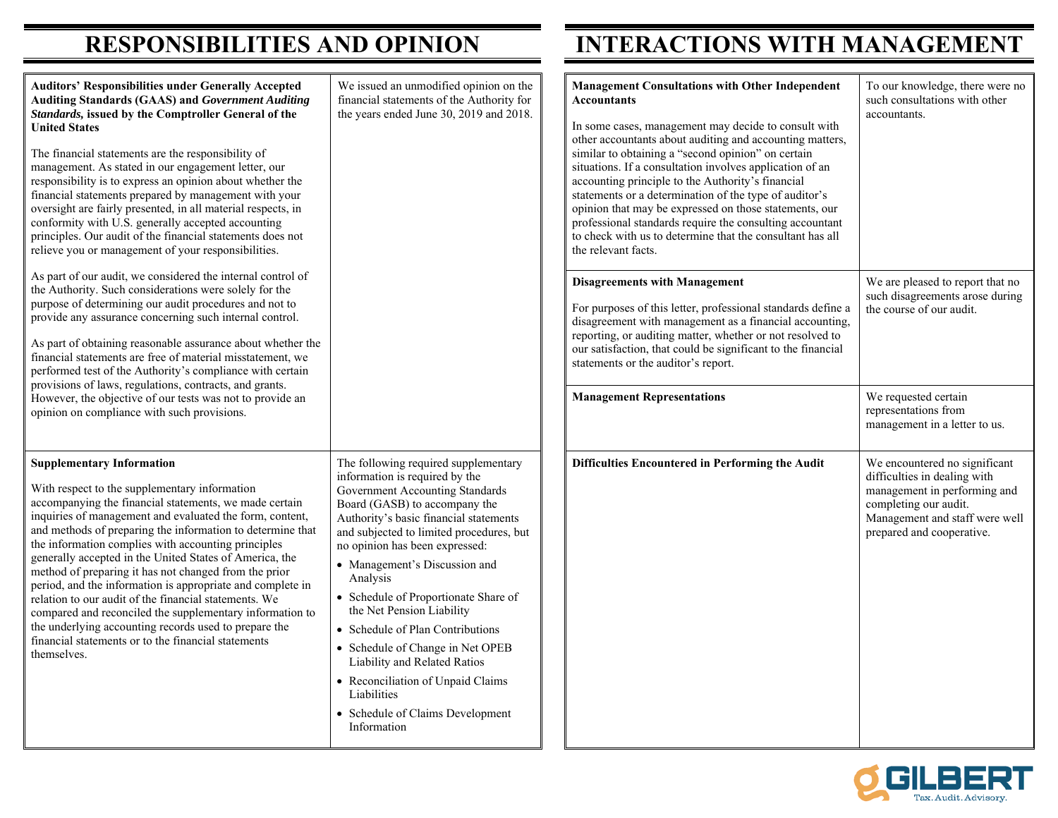# RESPONSIBILITIES AND OPINION

| | |
|---|---|
| **Auditors' Responsibilities under Generally Accepted Auditing Standards (GAAS) and *Government Auditing Standards,* issued by the Comptroller General of the United States**<br><br>The financial statements are the responsibility of management. As stated in our engagement letter, our responsibility is to express an opinion about whether the financial statements prepared by management with your oversight are fairly presented, in all material respects, in conformity with U.S. generally accepted accounting principles. Our audit of the financial statements does not relieve you or management of your responsibilities.<br><br>As part of our audit, we considered the internal control of the Authority. Such considerations were solely for the purpose of determining our audit procedures and not to provide any assurance concerning such internal control.<br><br>As part of obtaining reasonable assurance about whether the financial statements are free of material misstatement, we performed test of the Authority's compliance with certain provisions of laws, regulations, contracts, and grants. However, the objective of our tests was not to provide an opinion on compliance with such provisions. | We issued an unmodified opinion on the financial statements of the Authority for the years ended June 30, 2019 and 2018. |
| **Supplementary Information**<br><br>With respect to the supplementary information accompanying the financial statements, we made certain inquiries of management and evaluated the form, content, and methods of preparing the information to determine that the information complies with accounting principles generally accepted in the United States of America, the method of preparing it has not changed from the prior period, and the information is appropriate and complete in relation to our audit of the financial statements. We compared and reconciled the supplementary information to the underlying accounting records used to prepare the financial statements or to the financial statements themselves. | The following required supplementary information is required by the Government Accounting Standards Board (GASB) to accompany the Authority's basic financial statements and subjected to limited procedures, but no opinion has been expressed:<br>• Management's Discussion and Analysis<br>• Schedule of Proportionate Share of the Net Pension Liability<br>• Schedule of Plan Contributions<br>• Schedule of Change in Net OPEB Liability and Related Ratios<br>• Reconciliation of Unpaid Claims Liabilities<br>• Schedule of Claims Development Information |

# INTERACTIONS WITH MANAGEMENT

| | |
|---|---|
| **Management Consultations with Other Independent Accountants**<br><br>In some cases, management may decide to consult with other accountants about auditing and accounting matters, similar to obtaining a "second opinion" on certain situations. If a consultation involves application of an accounting principle to the Authority's financial statements or a determination of the type of auditor's opinion that may be expressed on those statements, our professional standards require the consulting accountant to check with us to determine that the consultant has all the relevant facts. | To our knowledge, there were no such consultations with other accountants. |
| **Disagreements with Management**<br><br>For purposes of this letter, professional standards define a disagreement with management as a financial accounting, reporting, or auditing matter, whether or not resolved to our satisfaction, that could be significant to the financial statements or the auditor's report. | We are pleased to report that no such disagreements arose during the course of our audit. |
| **Management Representations** | We requested certain representations from management in a letter to us. |
| **Difficulties Encountered in Performing the Audit** | We encountered no significant difficulties in dealing with management in performing and completing our audit. Management and staff were well prepared and cooperative. |

GILBERT
Tax. Audit. Advisory.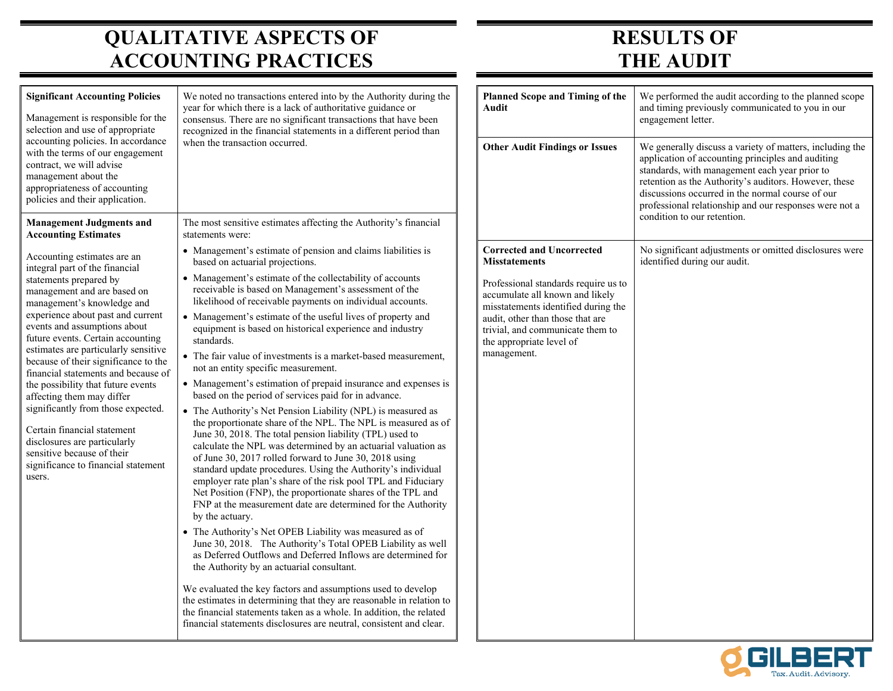# QUALITATIVE ASPECTS OF ACCOUNTING PRACTICES

| | |
|---|---|
| **Significant Accounting Policies**<br><br>Management is responsible for the selection and use of appropriate accounting policies. In accordance with the terms of our engagement contract, we will advise management about the appropriateness of accounting policies and their application. | We noted no transactions entered into by the Authority during the year for which there is a lack of authoritative guidance or consensus. There are no significant transactions that have been recognized in the financial statements in a different period than when the transaction occurred. |
| **Management Judgments and Accounting Estimates**<br><br>Accounting estimates are an integral part of the financial statements prepared by management and are based on management's knowledge and experience about past and current events and assumptions about future events. Certain accounting estimates are particularly sensitive because of their significance to the financial statements and because of the possibility that future events affecting them may differ significantly from those expected.<br><br>Certain financial statement disclosures are particularly sensitive because of their significance to financial statement users. | The most sensitive estimates affecting the Authority's financial statements were:<br><br>• Management's estimate of pension and claims liabilities is based on actuarial projections.<br>• Management's estimate of the collectability of accounts receivable is based on Management's assessment of the likelihood of receivable payments on individual accounts.<br>• Management's estimate of the useful lives of property and equipment is based on historical experience and industry standards.<br>• The fair value of investments is a market-based measurement, not an entity specific measurement.<br>• Management's estimation of prepaid insurance and expenses is based on the period of services paid for in advance.<br>• The Authority's Net Pension Liability (NPL) is measured as the proportionate share of the NPL. The NPL is measured as of June 30, 2018. The total pension liability (TPL) used to calculate the NPL was determined by an actuarial valuation as of June 30, 2017 rolled forward to June 30, 2018 using standard update procedures. Using the Authority's individual employer rate plan's share of the risk pool TPL and Fiduciary Net Position (FNP), the proportionate shares of the TPL and FNP at the measurement date are determined for the Authority by the actuary.<br>• The Authority's Net OPEB Liability was measured as of June 30, 2018. The Authority's Total OPEB Liability as well as Deferred Outflows and Deferred Inflows are determined for the Authority by an actuarial consultant.<br><br>We evaluated the key factors and assumptions used to develop the estimates in determining that they are reasonable in relation to the financial statements taken as a whole. In addition, the related financial statements disclosures are neutral, consistent and clear. |

# RESULTS OF THE AUDIT

| | |
|---|---|
| **Planned Scope and Timing of the Audit** | We performed the audit according to the planned scope and timing previously communicated to you in our engagement letter. |
| **Other Audit Findings or Issues** | We generally discuss a variety of matters, including the application of accounting principles and auditing standards, with management each year prior to retention as the Authority's auditors. However, these discussions occurred in the normal course of our professional relationship and our responses were not a condition to our retention. |
| **Corrected and Uncorrected Misstatements**<br><br>Professional standards require us to accumulate all known and likely misstatements identified during the audit, other than those that are trivial, and communicate them to the appropriate level of management. | No significant adjustments or omitted disclosures were identified during our audit. |

GILBERT
Tax. Audit. Advisory.